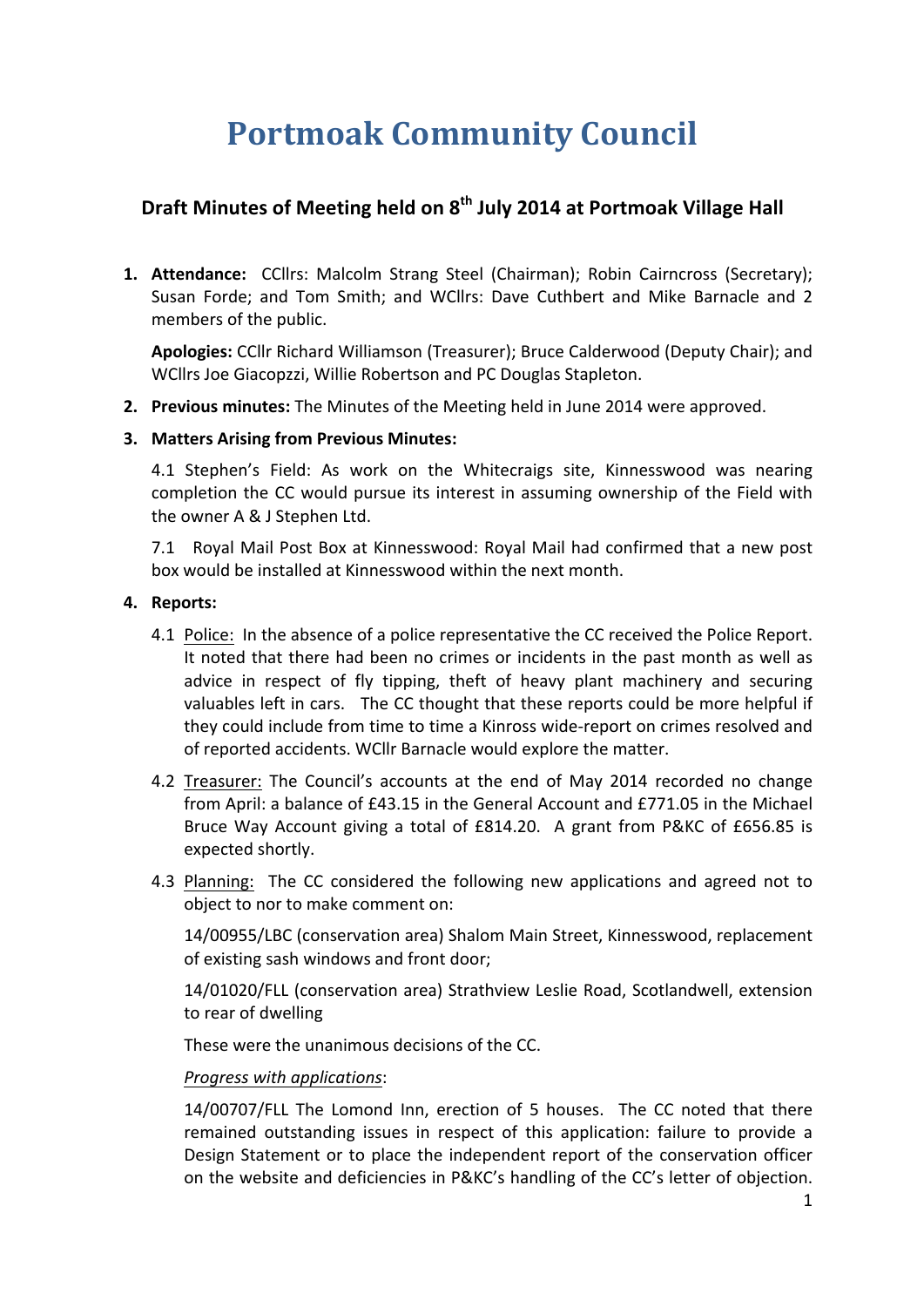# Portmoak Community Council

## Draft Minutes of Meeting held on 8th July 2014 at Portmoak Village Hall

1. **Attendance:** CCllrs: Malcolm Strang Steel (Chairman); Robin Cairncross (Secretary); Susan Forde; and Tom Smith; and WCllrs: Dave Cuthbert and Mike Barnacle and 2 members of the public.

   **Apologies:** CCllr Richard Williamson (Treasurer); Bruce Calderwood (Deputy Chair); and WCllrs Joe Giacopzzi, Willie Robertson and PC Douglas Stapleton.

2. **Previous minutes:** The Minutes of the Meeting held in June 2014 were approved.

3. **Matters Arising from Previous Minutes:**

   4.1 Stephen's Field: As work on the Whitecraigs site, Kinnesswood was nearing completion the CC would pursue its interest in assuming ownership of the Field with the owner A & J Stephen Ltd.

   7.1 Royal Mail Post Box at Kinnesswood: Royal Mail had confirmed that a new post box would be installed at Kinnesswood within the next month.

4. **Reports:**

   4.1 Police: In the absence of a police representative the CC received the Police Report. It noted that there had been no crimes or incidents in the past month as well as advice in respect of fly tipping, theft of heavy plant machinery and securing valuables left in cars. The CC thought that these reports could be more helpful if they could include from time to time a Kinross wide-report on crimes resolved and of reported accidents. WCllr Barnacle would explore the matter.

   4.2 Treasurer: The Council's accounts at the end of May 2014 recorded no change from April: a balance of £43.15 in the General Account and £771.05 in the Michael Bruce Way Account giving a total of £814.20. A grant from P&KC of £656.85 is expected shortly.

   4.3 Planning: The CC considered the following new applications and agreed not to object to nor to make comment on:

   14/00955/LBC (conservation area) Shalom Main Street, Kinnesswood, replacement of existing sash windows and front door;

   14/01020/FLL (conservation area) Strathview Leslie Road, Scotlandwell, extension to rear of dwelling

   These were the unanimous decisions of the CC.

   *Progress with applications*:

   14/00707/FLL The Lomond Inn, erection of 5 houses. The CC noted that there remained outstanding issues in respect of this application: failure to provide a Design Statement or to place the independent report of the conservation officer on the website and deficiencies in P&KC's handling of the CC's letter of objection.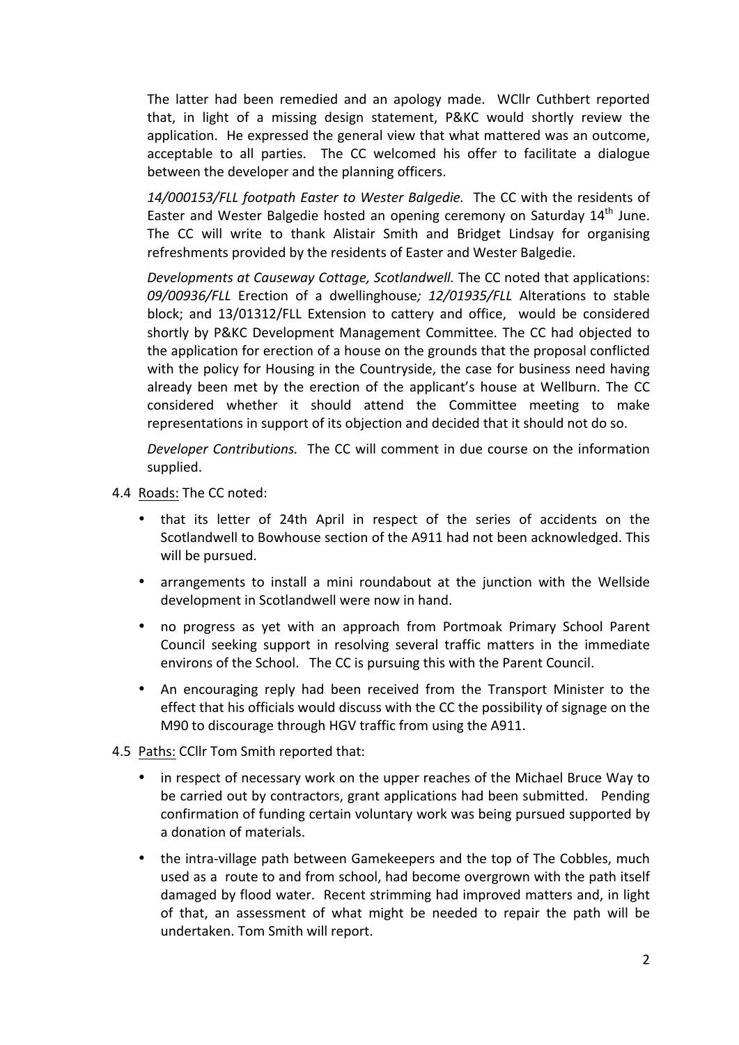The latter had been remedied and an apology made. WCllr Cuthbert reported that, in light of a missing design statement, P&KC would shortly review the application. He expressed the general view that what mattered was an outcome, acceptable to all parties. The CC welcomed his offer to facilitate a dialogue between the developer and the planning officers.

*14/000153/FLL footpath Easter to Wester Balgedie.* The CC with the residents of Easter and Wester Balgedie hosted an opening ceremony on Saturday 14th June. The CC will write to thank Alistair Smith and Bridget Lindsay for organising refreshments provided by the residents of Easter and Wester Balgedie.

*Developments at Causeway Cottage, Scotlandwell.* The CC noted that applications: *09/00936/FLL* Erection of a dwellinghouse*; 12/01935/FLL* Alterations to stable block; and 13/01312/FLL Extension to cattery and office, would be considered shortly by P&KC Development Management Committee. The CC had objected to the application for erection of a house on the grounds that the proposal conflicted with the policy for Housing in the Countryside, the case for business need having already been met by the erection of the applicant's house at Wellburn. The CC considered whether it should attend the Committee meeting to make representations in support of its objection and decided that it should not do so.

*Developer Contributions.* The CC will comment in due course on the information supplied.

4.4 Roads: The CC noted:

- that its letter of 24th April in respect of the series of accidents on the Scotlandwell to Bowhouse section of the A911 had not been acknowledged. This will be pursued.
- arrangements to install a mini roundabout at the junction with the Wellside development in Scotlandwell were now in hand.
- no progress as yet with an approach from Portmoak Primary School Parent Council seeking support in resolving several traffic matters in the immediate environs of the School. The CC is pursuing this with the Parent Council.
- An encouraging reply had been received from the Transport Minister to the effect that his officials would discuss with the CC the possibility of signage on the M90 to discourage through HGV traffic from using the A911.

4.5 Paths: CCllr Tom Smith reported that:

- in respect of necessary work on the upper reaches of the Michael Bruce Way to be carried out by contractors, grant applications had been submitted. Pending confirmation of funding certain voluntary work was being pursued supported by a donation of materials.
- the intra-village path between Gamekeepers and the top of The Cobbles, much used as a route to and from school, had become overgrown with the path itself damaged by flood water. Recent strimming had improved matters and, in light of that, an assessment of what might be needed to repair the path will be undertaken. Tom Smith will report.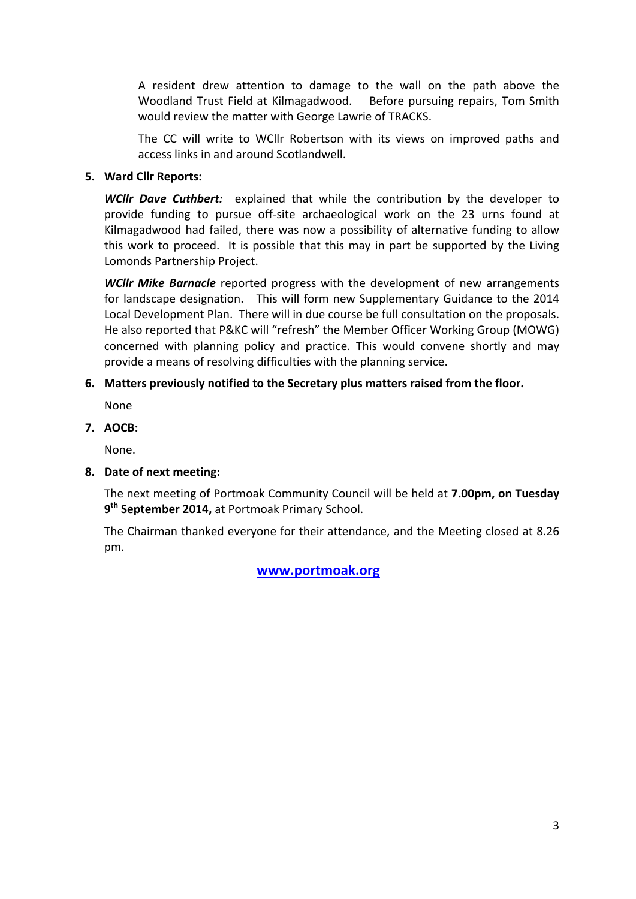A resident drew attention to damage to the wall on the path above the Woodland Trust Field at Kilmagadwood. Before pursuing repairs, Tom Smith would review the matter with George Lawrie of TRACKS.

The CC will write to WCllr Robertson with its views on improved paths and access links in and around Scotlandwell.

5. **Ward Cllr Reports:**

   ***WCllr Dave Cuthbert:*** explained that while the contribution by the developer to provide funding to pursue off-site archaeological work on the 23 urns found at Kilmagadwood had failed, there was now a possibility of alternative funding to allow this work to proceed. It is possible that this may in part be supported by the Living Lomonds Partnership Project.

   ***WCllr Mike Barnacle*** reported progress with the development of new arrangements for landscape designation. This will form new Supplementary Guidance to the 2014 Local Development Plan. There will in due course be full consultation on the proposals. He also reported that P&KC will "refresh" the Member Officer Working Group (MOWG) concerned with planning policy and practice. This would convene shortly and may provide a means of resolving difficulties with the planning service.

6. **Matters previously notified to the Secretary plus matters raised from the floor.**

   None

7. **AOCB:**

   None.

8. **Date of next meeting:**

   The next meeting of Portmoak Community Council will be held at **7.00pm, on Tuesday 9th September 2014,** at Portmoak Primary School.

   The Chairman thanked everyone for their attendance, and the Meeting closed at 8.26 pm.

**www.portmoak.org**